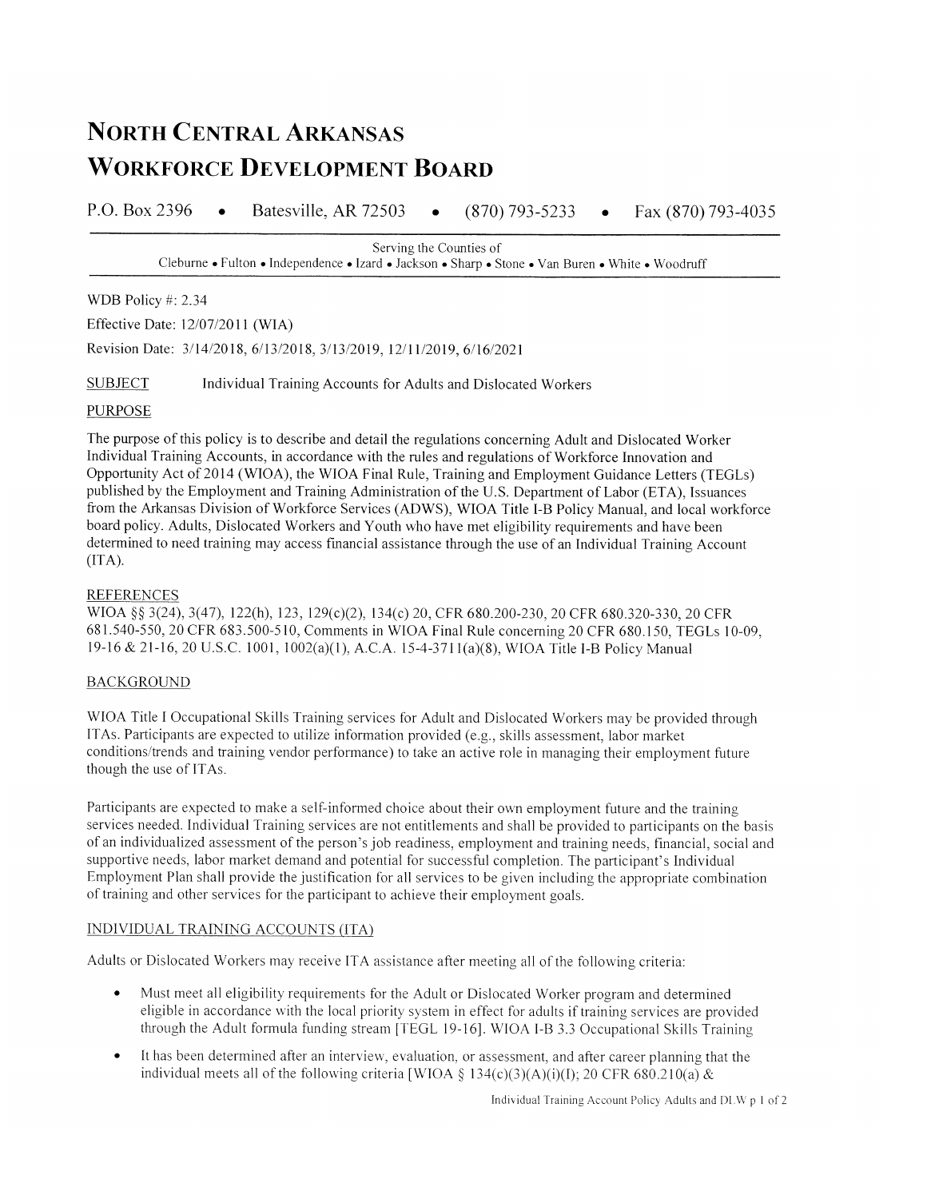# NORTH CENTRAL ARKANSAS
# WORKFORCE DEVELOPMENT BOARD

P.O. Box 2396 • Batesville, AR 72503 • (870) 793-5233 • Fax (870) 793-4035

Serving the Counties of
Cleburne • Fulton • Independence • Izard • Jackson • Sharp • Stone • Van Buren • White • Woodruff

WDB Policy #: 2.34

Effective Date: 12/07/2011 (WIA)

Revision Date: 3/14/2018, 6/13/2018, 3/13/2019, 12/11/2019, 6/16/2021

SUBJECT Individual Training Accounts for Adults and Dislocated Workers

## PURPOSE

The purpose of this policy is to describe and detail the regulations concerning Adult and Dislocated Worker Individual Training Accounts, in accordance with the rules and regulations of Workforce Innovation and Opportunity Act of 2014 (WIOA), the WIOA Final Rule, Training and Employment Guidance Letters (TEGLs) published by the Employment and Training Administration of the U.S. Department of Labor (ETA), Issuances from the Arkansas Division of Workforce Services (ADWS), WIOA Title I-B Policy Manual, and local workforce board policy. Adults, Dislocated Workers and Youth who have met eligibility requirements and have been determined to need training may access financial assistance through the use of an Individual Training Account (ITA).

## REFERENCES

WIOA §§ 3(24), 3(47), 122(h), 123, 129(c)(2), 134(c) 20, CFR 680.200-230, 20 CFR 680.320-330, 20 CFR 681.540-550, 20 CFR 683.500-510, Comments in WIOA Final Rule concerning 20 CFR 680.150, TEGLs 10-09, 19-16 & 21-16, 20 U.S.C. 1001, 1002(a)(1), A.C.A. 15-4-3711(a)(8), WIOA Title I-B Policy Manual

## BACKGROUND

WIOA Title I Occupational Skills Training services for Adult and Dislocated Workers may be provided through ITAs. Participants are expected to utilize information provided (e.g., skills assessment, labor market conditions/trends and training vendor performance) to take an active role in managing their employment future though the use of ITAs.

Participants are expected to make a self-informed choice about their own employment future and the training services needed. Individual Training services are not entitlements and shall be provided to participants on the basis of an individualized assessment of the person's job readiness, employment and training needs, financial, social and supportive needs, labor market demand and potential for successful completion. The participant's Individual Employment Plan shall provide the justification for all services to be given including the appropriate combination of training and other services for the participant to achieve their employment goals.

## INDIVIDUAL TRAINING ACCOUNTS (ITA)

Adults or Dislocated Workers may receive ITA assistance after meeting all of the following criteria:

- Must meet all eligibility requirements for the Adult or Dislocated Worker program and determined eligible in accordance with the local priority system in effect for adults if training services are provided through the Adult formula funding stream [TEGL 19-16]. WIOA I-B 3.3 Occupational Skills Training
- It has been determined after an interview, evaluation, or assessment, and after career planning that the individual meets all of the following criteria [WIOA § 134(c)(3)(A)(i)(I); 20 CFR 680.210(a) &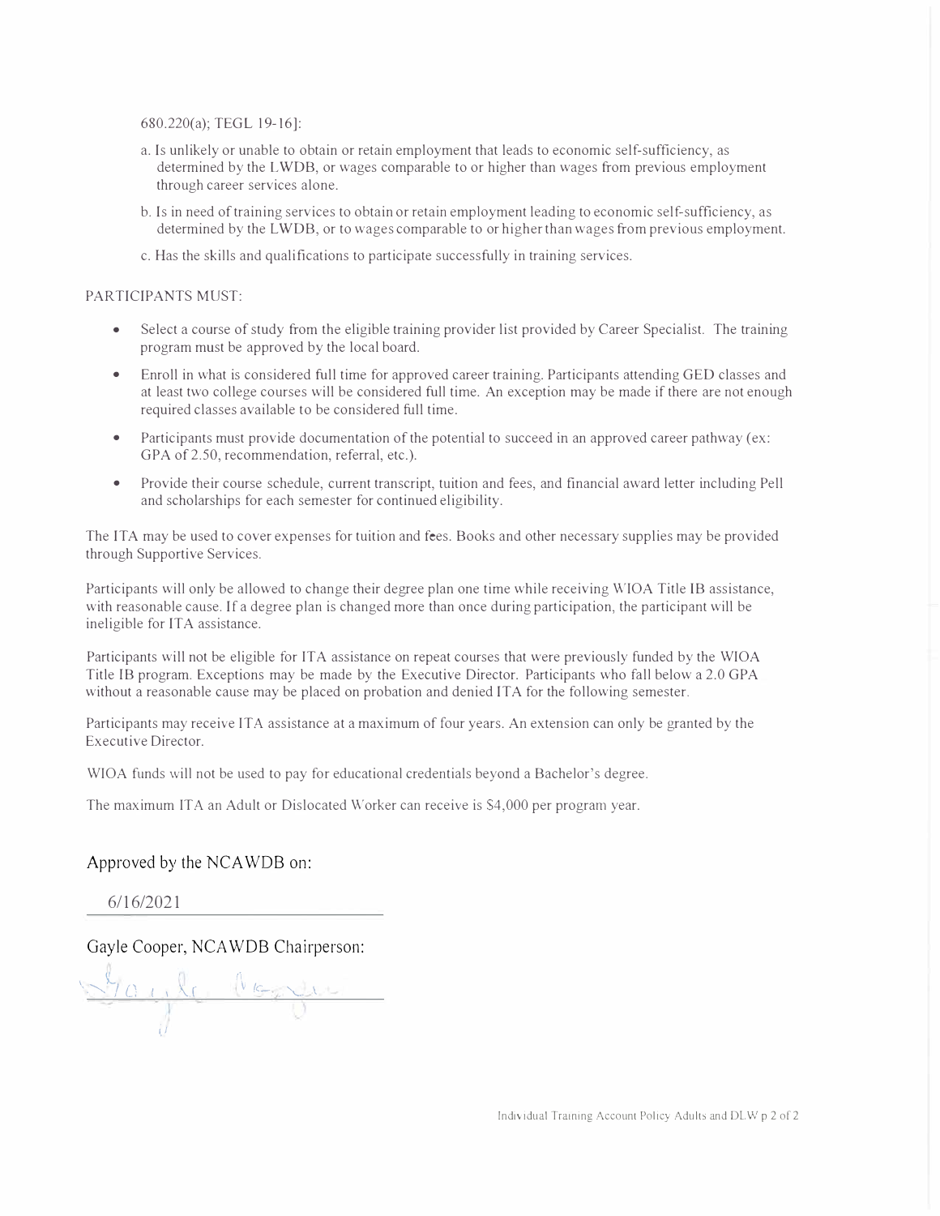680.220(a); TEGL 19-16]:

a. Is unlikely or unable to obtain or retain employment that leads to economic self-sufficiency, as determined by the LWDB, or wages comparable to or higher than wages from previous employment through career services alone.

b. Is in need of training services to obtain or retain employment leading to economic self-sufficiency, as determined by the LWDB, or to wages comparable to or higher than wages from previous employment.

c. Has the skills and qualifications to participate successfully in training services.

PARTICIPANTS MUST:

- Select a course of study from the eligible training provider list provided by Career Specialist. The training program must be approved by the local board.
- Enroll in what is considered full time for approved career training. Participants attending GED classes and at least two college courses will be considered full time. An exception may be made if there are not enough required classes available to be considered full time.
- Participants must provide documentation of the potential to succeed in an approved career pathway (ex: GPA of 2.50, recommendation, referral, etc.).
- Provide their course schedule, current transcript, tuition and fees, and financial award letter including Pell and scholarships for each semester for continued eligibility.

The ITA may be used to cover expenses for tuition and fees. Books and other necessary supplies may be provided through Supportive Services.

Participants will only be allowed to change their degree plan one time while receiving WIOA Title IB assistance, with reasonable cause. If a degree plan is changed more than once during participation, the participant will be ineligible for ITA assistance.

Participants will not be eligible for ITA assistance on repeat courses that were previously funded by the WIOA Title IB program. Exceptions may be made by the Executive Director. Participants who fall below a 2.0 GPA without a reasonable cause may be placed on probation and denied ITA for the following semester.

Participants may receive ITA assistance at a maximum of four years. An extension can only be granted by the Executive Director.

WIOA funds will not be used to pay for educational credentials beyond a Bachelor's degree.

The maximum ITA an Adult or Dislocated Worker can receive is $4,000 per program year.

Approved by the NCAWDB on:

6/16/2021

Gayle Cooper, NCAWDB Chairperson:

Gayle Cooper